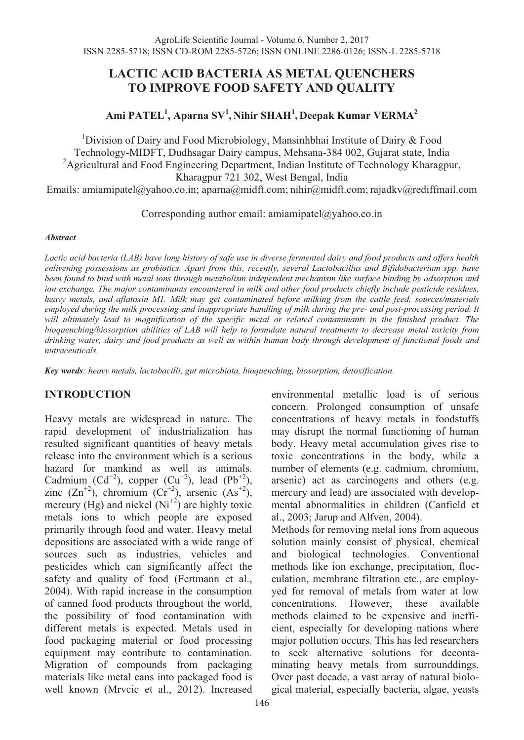# LACTIC ACID BACTERIA AS METAL QUENCHERS TO IMPROVE FOOD SAFETY AND QUALITY

**Ami PATEL[1], Aparna SV[1], Nihir SHAH[1], Deepak Kumar VERMA[2]**

[1]Division of Dairy and Food Microbiology, Mansinhbhai Institute of Dairy & Food Technology-MIDFT, Dudhsagar Dairy campus, Mehsana-384 002, Gujarat state, India
[2]Agricultural and Food Engineering Department, Indian Institute of Technology Kharagpur, Kharagpur 721 302, West Bengal, India
Emails: amiamipatel@yahoo.co.in; aparna@midft.com; nihir@midft.com; rajadkv@rediffmail.com

Corresponding author email: amiamipatel@yahoo.co.in

***Abstract***

*Lactic acid bacteria (LAB) have long history of safe use in diverse fermented dairy and food products and offers health enlivening possessions as probiotics. Apart from this, recently, several Lactobacillus and Bifidobacterium spp. have been found to bind with metal ions through metabolism independent mechanism like surface binding by adsorption and ion exchange. The major contaminants encountered in milk and other food products chiefly include pesticide residues, heavy metals, and aflatoxin M1. Milk may get contaminated before milking from the cattle feed, sources/materials employed during the milk processing and inappropriate handling of milk during the pre- and post-processing period. It will ultimately lead to magnification of the specific metal or related contaminants in the finished product. The bioquenching/biosorption abilities of LAB will help to formulate natural treatments to decrease metal toxicity from drinking water, dairy and food products as well as within human body through development of functional foods and nutraceuticals.*

***Key words**: heavy metals, lactobacilli, gut microbiota, bioquenching, biosorption, detoxification.*

## INTRODUCTION

Heavy metals are widespread in nature. The rapid development of industrialization has resulted significant quantities of heavy metals release into the environment which is a serious hazard for mankind as well as animals. Cadmium ($Cd^{+2}$), copper ($Cu^{+2}$), lead ($Pb^{+2}$), zinc ($Zn^{+2}$), chromium ($Cr^{+2}$), arsenic ($As^{+2}$), mercury (Hg) and nickel ($Ni^{+2}$) are highly toxic metals ions to which people are exposed primarily through food and water. Heavy metal depositions are associated with a wide range of sources such as industries, vehicles and pesticides which can significantly affect the safety and quality of food (Fertmann et al., 2004). With rapid increase in the consumption of canned food products throughout the world, the possibility of food contamination with different metals is expected. Metals used in food packaging material or food processing equipment may contribute to contamination. Migration of compounds from packaging materials like metal cans into packaged food is well known (Mrvcic et al., 2012). Increased environmental metallic load is of serious concern. Prolonged consumption of unsafe concentrations of heavy metals in foodstuffs may disrupt the normal functioning of human body. Heavy metal accumulation gives rise to toxic concentrations in the body, while a number of elements (e.g. cadmium, chromium, arsenic) act as carcinogens and others (e.g. mercury and lead) are associated with developmental abnormalities in children (Canfield et al., 2003; Jarup and Alfven, 2004).

Methods for removing metal ions from aqueous solution mainly consist of physical, chemical and biological technologies. Conventional methods like ion exchange, precipitation, flocculation, membrane filtration etc., are employed for removal of metals from water at low concentrations. However, these available methods claimed to be expensive and inefficient, especially for developing nations where major pollution occurs. This has led researchers to seek alternative solutions for decontaminating heavy metals from surrounddings. Over past decade, a vast array of natural biological material, especially bacteria, algae, yeasts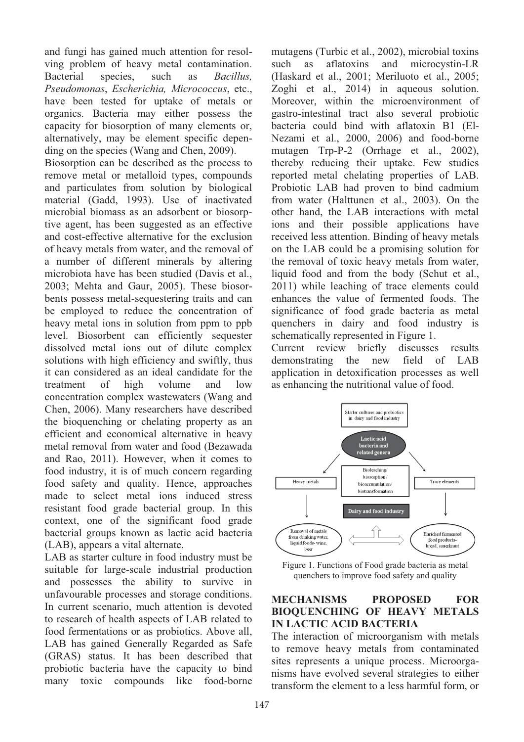and fungi has gained much attention for resolving problem of heavy metal contamination. Bacterial species, such as *Bacillus, Pseudomonas*, *Escherichia, Micrococcus*, etc., have been tested for uptake of metals or organics. Bacteria may either possess the capacity for biosorption of many elements or, alternatively, may be element specific depending on the species (Wang and Chen, 2009).

Biosorption can be described as the process to remove metal or metalloid types, compounds and particulates from solution by biological material (Gadd, 1993). Use of inactivated microbial biomass as an adsorbent or biosorptive agent, has been suggested as an effective and cost-effective alternative for the exclusion of heavy metals from water, and the removal of a number of different minerals by altering microbiota have has been studied (Davis et al., 2003; Mehta and Gaur, 2005). These biosorbents possess metal-sequestering traits and can be employed to reduce the concentration of heavy metal ions in solution from ppm to ppb level. Biosorbent can efficiently sequester dissolved metal ions out of dilute complex solutions with high efficiency and swiftly, thus it can considered as an ideal candidate for the treatment of high volume and low concentration complex wastewaters (Wang and Chen, 2006). Many researchers have described the bioquenching or chelating property as an efficient and economical alternative in heavy metal removal from water and food (Bezawada and Rao, 2011). However, when it comes to food industry, it is of much concern regarding food safety and quality. Hence, approaches made to select metal ions induced stress resistant food grade bacterial group. In this context, one of the significant food grade bacterial groups known as lactic acid bacteria (LAB), appears a vital alternate.

LAB as starter culture in food industry must be suitable for large-scale industrial production and possesses the ability to survive in unfavourable processes and storage conditions. In current scenario, much attention is devoted to research of health aspects of LAB related to food fermentations or as probiotics. Above all, LAB has gained Generally Regarded as Safe (GRAS) status. It has been described that probiotic bacteria have the capacity to bind many toxic compounds like food-borne mutagens (Turbic et al., 2002), microbial toxins such as aflatoxins and microcystin-LR (Haskard et al., 2001; Meriluoto et al., 2005; Zoghi et al., 2014) in aqueous solution. Moreover, within the microenvironment of gastro-intestinal tract also several probiotic bacteria could bind with aflatoxin B1 (El-Nezami et al., 2000, 2006) and food-borne mutagen Trp-P-2 (Orrhage et al., 2002), thereby reducing their uptake. Few studies reported metal chelating properties of LAB. Probiotic LAB had proven to bind cadmium from water (Halttunen et al., 2003). On the other hand, the LAB interactions with metal ions and their possible applications have received less attention. Binding of heavy metals on the LAB could be a promising solution for the removal of toxic heavy metals from water, liquid food and from the body (Schut et al., 2011) while leaching of trace elements could enhances the value of fermented foods. The significance of food grade bacteria as metal quenchers in dairy and food industry is schematically represented in Figure 1.

Current review briefly discusses results demonstrating the new field of LAB application in detoxification processes as well as enhancing the nutritional value of food.

Figure 1. Functions of Food grade bacteria as metal quenchers to improve food safety and quality

## MECHANISMS PROPOSED FOR BIOQUENCHING OF HEAVY METALS IN LACTIC ACID BACTERIA

The interaction of microorganism with metals to remove heavy metals from contaminated sites represents a unique process. Microorganisms have evolved several strategies to either transform the element to a less harmful form, or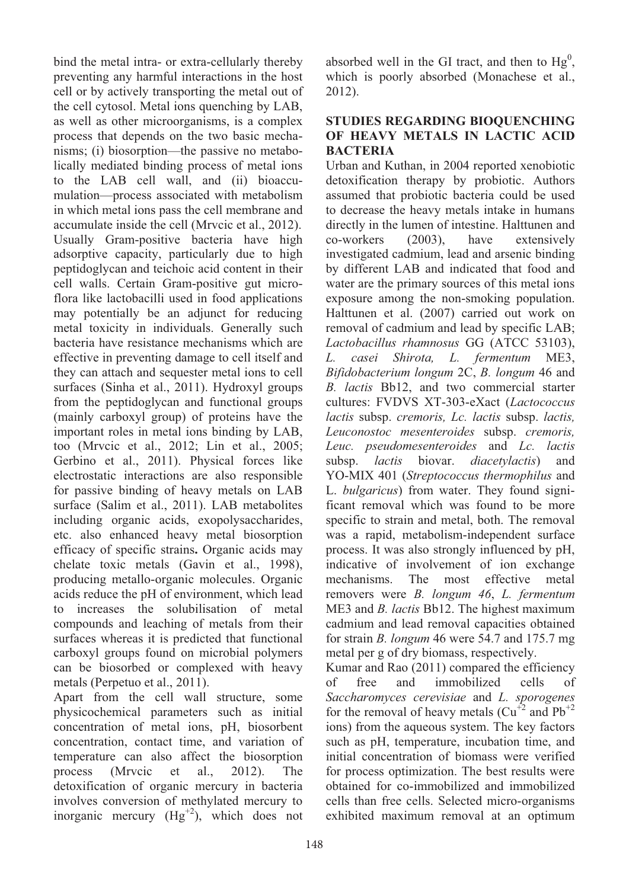bind the metal intra- or extra-cellularly thereby preventing any harmful interactions in the host cell or by actively transporting the metal out of the cell cytosol. Metal ions quenching by LAB, as well as other microorganisms, is a complex process that depends on the two basic mechanisms; (i) biosorption—the passive no metabolically mediated binding process of metal ions to the LAB cell wall, and (ii) bioaccumulation—process associated with metabolism in which metal ions pass the cell membrane and accumulate inside the cell (Mrvcic et al., 2012). Usually Gram-positive bacteria have high adsorptive capacity, particularly due to high peptidoglycan and teichoic acid content in their cell walls. Certain Gram-positive gut microflora like lactobacilli used in food applications may potentially be an adjunct for reducing metal toxicity in individuals. Generally such bacteria have resistance mechanisms which are effective in preventing damage to cell itself and they can attach and sequester metal ions to cell surfaces (Sinha et al., 2011). Hydroxyl groups from the peptidoglycan and functional groups (mainly carboxyl group) of proteins have the important roles in metal ions binding by LAB, too (Mrvcic et al., 2012; Lin et al., 2005; Gerbino et al., 2011). Physical forces like electrostatic interactions are also responsible for passive binding of heavy metals on LAB surface (Salim et al., 2011). LAB metabolites including organic acids, exopolysaccharides, etc. also enhanced heavy metal biosorption efficacy of specific strains**.** Organic acids may chelate toxic metals (Gavin et al., 1998), producing metallo-organic molecules. Organic acids reduce the pH of environment, which lead to increases the solubilisation of metal compounds and leaching of metals from their surfaces whereas it is predicted that functional carboxyl groups found on microbial polymers can be biosorbed or complexed with heavy metals (Perpetuo et al., 2011).

Apart from the cell wall structure, some physicochemical parameters such as initial concentration of metal ions, pH, biosorbent concentration, contact time, and variation of temperature can also affect the biosorption process (Mrvcic et al., 2012). The detoxification of organic mercury in bacteria involves conversion of methylated mercury to inorganic mercury ($Hg^{+2}$), which does not absorbed well in the GI tract, and then to $Hg^0$, which is poorly absorbed (Monachese et al., 2012).

## STUDIES REGARDING BIOQUENCHING OF HEAVY METALS IN LACTIC ACID BACTERIA

Urban and Kuthan, in 2004 reported xenobiotic detoxification therapy by probiotic. Authors assumed that probiotic bacteria could be used to decrease the heavy metals intake in humans directly in the lumen of intestine. Halttunen and co-workers (2003), have extensively investigated cadmium, lead and arsenic binding by different LAB and indicated that food and water are the primary sources of this metal ions exposure among the non-smoking population. Halttunen et al. (2007) carried out work on removal of cadmium and lead by specific LAB; *Lactobacillus rhamnosus* GG (ATCC 53103), *L. casei Shirota, L. fermentum* ME3, *Bifidobacterium longum* 2C, *B. longum* 46 and *B. lactis* Bb12, and two commercial starter cultures: FVDVS XT-303-eXact (*Lactococcus lactis* subsp. *cremoris, Lc. lactis* subsp. *lactis, Leuconostoc mesenteroides* subsp. *cremoris, Leuc. pseudomesenteroides* and *Lc. lactis* subsp. *lactis* biovar. *diacetylactis*) and YO-MIX 401 (*Streptococcus thermophilus* and L. *bulgaricus*) from water. They found significant removal which was found to be more specific to strain and metal, both. The removal was a rapid, metabolism-independent surface process. It was also strongly influenced by pH, indicative of involvement of ion exchange mechanisms. The most effective metal removers were *B. longum 46*, *L. fermentum* ME3 and *B. lactis* Bb12. The highest maximum cadmium and lead removal capacities obtained for strain *B. longum* 46 were 54.7 and 175.7 mg metal per g of dry biomass, respectively.

Kumar and Rao (2011) compared the efficiency of free and immobilized cells of *Saccharomyces cerevisiae* and *L. sporogenes* for the removal of heavy metals ($Cu^{+2}$ and $Pb^{+2}$ ions) from the aqueous system. The key factors such as pH, temperature, incubation time, and initial concentration of biomass were verified for process optimization. The best results were obtained for co-immobilized and immobilized cells than free cells. Selected micro-organisms exhibited maximum removal at an optimum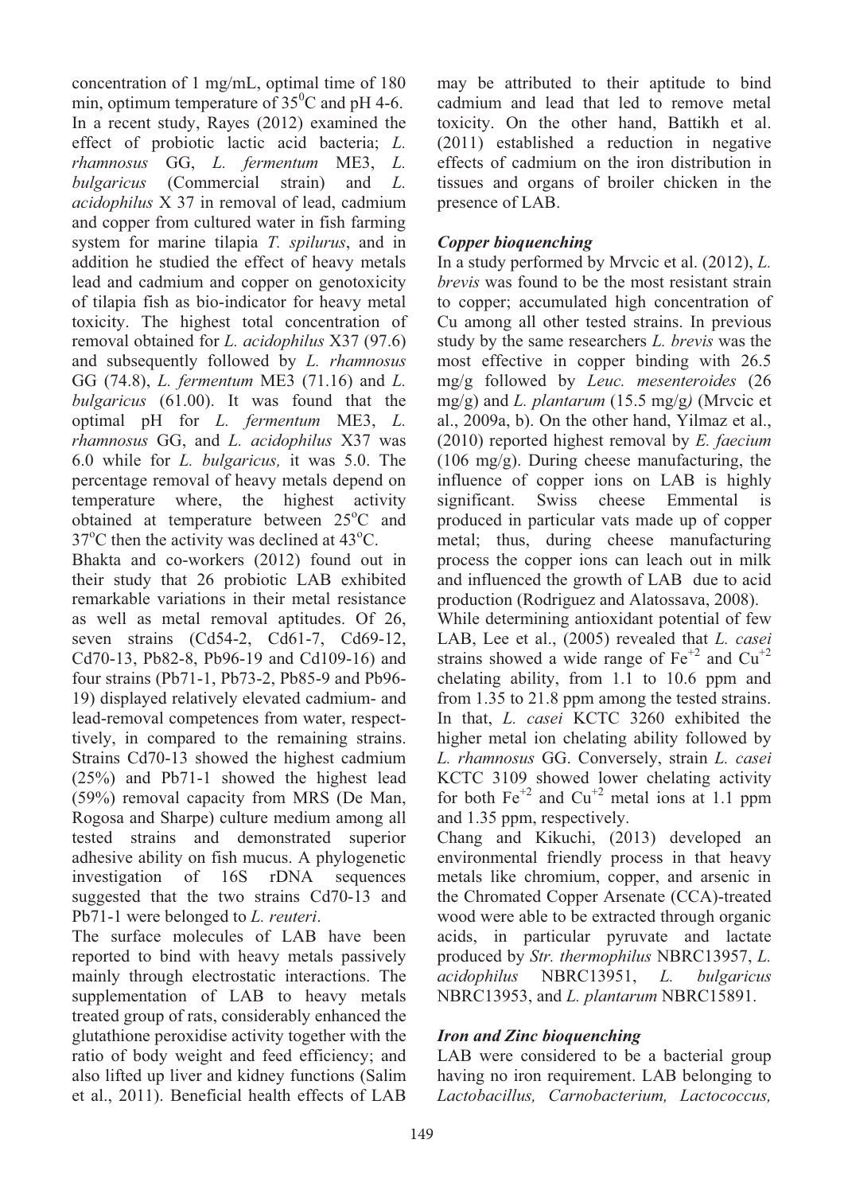concentration of 1 mg/mL, optimal time of 180 min, optimum temperature of $35^0$C and pH 4-6. In a recent study, Rayes (2012) examined the effect of probiotic lactic acid bacteria; *L. rhamnosus* GG, *L. fermentum* ME3, *L. bulgaricus* (Commercial strain) and *L. acidophilus* X 37 in removal of lead, cadmium and copper from cultured water in fish farming system for marine tilapia *T. spilurus*, and in addition he studied the effect of heavy metals lead and cadmium and copper on genotoxicity of tilapia fish as bio-indicator for heavy metal toxicity. The highest total concentration of removal obtained for *L. acidophilus* X37 (97.6) and subsequently followed by *L. rhamnosus* GG (74.8), *L. fermentum* ME3 (71.16) and *L. bulgaricus* (61.00). It was found that the optimal pH for *L. fermentum* ME3, *L. rhamnosus* GG, and *L. acidophilus* X37 was 6.0 while for *L. bulgaricus,* it was 5.0. The percentage removal of heavy metals depend on temperature where, the highest activity obtained at temperature between 25$^o$C and 37$^o$C then the activity was declined at 43$^o$C.

Bhakta and co-workers (2012) found out in their study that 26 probiotic LAB exhibited remarkable variations in their metal resistance as well as metal removal aptitudes. Of 26, seven strains (Cd54-2, Cd61-7, Cd69-12, Cd70-13, Pb82-8, Pb96-19 and Cd109-16) and four strains (Pb71-1, Pb73-2, Pb85-9 and Pb96-19) displayed relatively elevated cadmium- and lead-removal competences from water, respectively, in compared to the remaining strains. Strains Cd70-13 showed the highest cadmium (25%) and Pb71-1 showed the highest lead (59%) removal capacity from MRS (De Man, Rogosa and Sharpe) culture medium among all tested strains and demonstrated superior adhesive ability on fish mucus. A phylogenetic investigation of 16S rDNA sequences suggested that the two strains Cd70-13 and Pb71-1 were belonged to *L. reuteri*.

The surface molecules of LAB have been reported to bind with heavy metals passively mainly through electrostatic interactions. The supplementation of LAB to heavy metals treated group of rats, considerably enhanced the glutathione peroxidise activity together with the ratio of body weight and feed efficiency; and also lifted up liver and kidney functions (Salim et al., 2011). Beneficial health effects of LAB may be attributed to their aptitude to bind cadmium and lead that led to remove metal toxicity. On the other hand, Battikh et al. (2011) established a reduction in negative effects of cadmium on the iron distribution in tissues and organs of broiler chicken in the presence of LAB.

### *Copper bioquenching*

In a study performed by Mrvcic et al. (2012), *L. brevis* was found to be the most resistant strain to copper; accumulated high concentration of Cu among all other tested strains. In previous study by the same researchers *L. brevis* was the most effective in copper binding with 26.5 mg/g followed by *Leuc. mesenteroides* (26 mg/g) and *L. plantarum* (15.5 mg/g) (Mrvcic et al., 2009a, b). On the other hand, Yilmaz et al., (2010) reported highest removal by *E. faecium* (106 mg/g). During cheese manufacturing, the influence of copper ions on LAB is highly significant. Swiss cheese Emmental is produced in particular vats made up of copper metal; thus, during cheese manufacturing process the copper ions can leach out in milk and influenced the growth of LAB due to acid production (Rodriguez and Alatossava, 2008).

While determining antioxidant potential of few LAB, Lee et al., (2005) revealed that *L. casei* strains showed a wide range of $Fe^{+2}$ and $Cu^{+2}$ chelating ability, from 1.1 to 10.6 ppm and from 1.35 to 21.8 ppm among the tested strains. In that, *L. casei* KCTC 3260 exhibited the higher metal ion chelating ability followed by *L. rhamnosus* GG. Conversely, strain *L. casei* KCTC 3109 showed lower chelating activity for both $Fe^{+2}$ and $Cu^{+2}$ metal ions at 1.1 ppm and 1.35 ppm, respectively.

Chang and Kikuchi, (2013) developed an environmental friendly process in that heavy metals like chromium, copper, and arsenic in the Chromated Copper Arsenate (CCA)-treated wood were able to be extracted through organic acids, in particular pyruvate and lactate produced by *Str. thermophilus* NBRC13957, *L. acidophilus* NBRC13951, *L. bulgaricus* NBRC13953, and *L. plantarum* NBRC15891.

### *Iron and Zinc bioquenching*

LAB were considered to be a bacterial group having no iron requirement. LAB belonging to *Lactobacillus, Carnobacterium, Lactococcus,*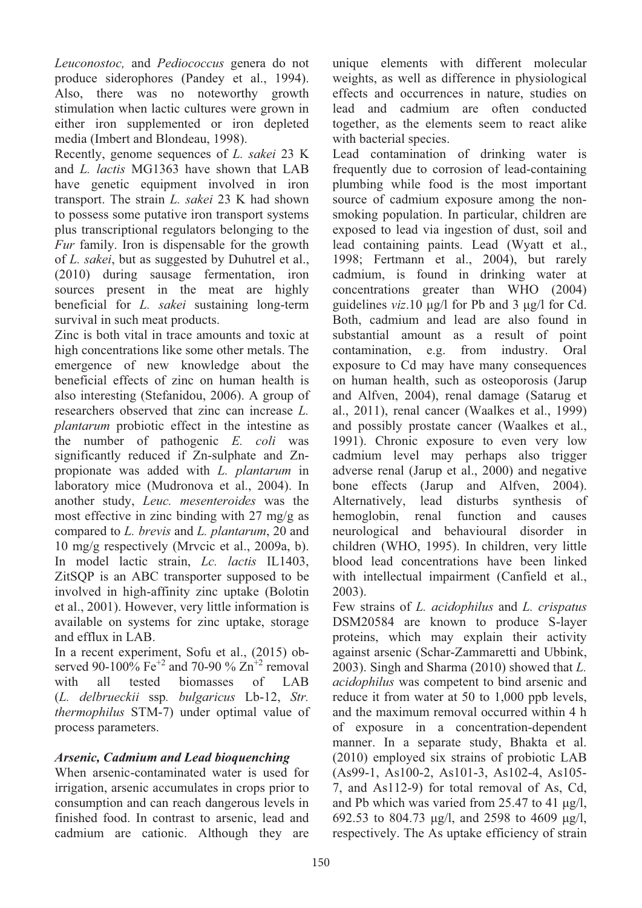*Leuconostoc,* and *Pediococcus* genera do not produce siderophores (Pandey et al., 1994). Also, there was no noteworthy growth stimulation when lactic cultures were grown in either iron supplemented or iron depleted media (Imbert and Blondeau, 1998).

Recently, genome sequences of *L. sakei* 23 K and *L. lactis* MG1363 have shown that LAB have genetic equipment involved in iron transport. The strain *L. sakei* 23 K had shown to possess some putative iron transport systems plus transcriptional regulators belonging to the *Fur* family. Iron is dispensable for the growth of *L. sakei*, but as suggested by Duhutrel et al., (2010) during sausage fermentation, iron sources present in the meat are highly beneficial for *L. sakei* sustaining long-term survival in such meat products.

Zinc is both vital in trace amounts and toxic at high concentrations like some other metals. The emergence of new knowledge about the beneficial effects of zinc on human health is also interesting (Stefanidou, 2006). A group of researchers observed that zinc can increase *L. plantarum* probiotic effect in the intestine as the number of pathogenic *E. coli* was significantly reduced if Zn-sulphate and Zn-propionate was added with *L. plantarum* in laboratory mice (Mudronova et al., 2004). In another study, *Leuc. mesenteroides* was the most effective in zinc binding with 27 mg/g as compared to *L. brevis* and *L. plantarum*, 20 and 10 mg/g respectively (Mrvcic et al., 2009a, b). In model lactic strain, *Lc. lactis* IL1403, ZitSQP is an ABC transporter supposed to be involved in high-affinity zinc uptake (Bolotin et al., 2001). However, very little information is available on systems for zinc uptake, storage and efflux in LAB.

In a recent experiment, Sofu et al., (2015) observed 90-100% $Fe^{+2}$ and 70-90 % $Zn^{+2}$ removal with all tested biomasses of LAB (*L. delbrueckii* ssp*. bulgaricus* Lb-12, *Str. thermophilus* STM-7) under optimal value of process parameters.

### *Arsenic, Cadmium and Lead bioquenching*

When arsenic-contaminated water is used for irrigation, arsenic accumulates in crops prior to consumption and can reach dangerous levels in finished food. In contrast to arsenic, lead and cadmium are cationic. Although they are unique elements with different molecular weights, as well as difference in physiological effects and occurrences in nature, studies on lead and cadmium are often conducted together, as the elements seem to react alike with bacterial species.

Lead contamination of drinking water is frequently due to corrosion of lead-containing plumbing while food is the most important source of cadmium exposure among the non-smoking population. In particular, children are exposed to lead via ingestion of dust, soil and lead containing paints. Lead (Wyatt et al., 1998; Fertmann et al., 2004), but rarely cadmium, is found in drinking water at concentrations greater than WHO (2004) guidelines *viz*.10 μg/l for Pb and 3 μg/l for Cd. Both, cadmium and lead are also found in substantial amount as a result of point contamination, e.g. from industry. Oral exposure to Cd may have many consequences on human health, such as osteoporosis (Jarup and Alfven, 2004), renal damage (Satarug et al., 2011), renal cancer (Waalkes et al., 1999) and possibly prostate cancer (Waalkes et al., 1991). Chronic exposure to even very low cadmium level may perhaps also trigger adverse renal (Jarup et al., 2000) and negative bone effects (Jarup and Alfven, 2004). Alternatively, lead disturbs synthesis of hemoglobin, renal function and causes neurological and behavioural disorder in children (WHO, 1995). In children, very little blood lead concentrations have been linked with intellectual impairment (Canfield et al., 2003).

Few strains of *L. acidophilus* and *L. crispatus* DSM20584 are known to produce S-layer proteins, which may explain their activity against arsenic (Schar-Zammaretti and Ubbink, 2003). Singh and Sharma (2010) showed that *L. acidophilus* was competent to bind arsenic and reduce it from water at 50 to 1,000 ppb levels, and the maximum removal occurred within 4 h of exposure in a concentration-dependent manner. In a separate study, Bhakta et al. (2010) employed six strains of probiotic LAB (As99-1, As100-2, As101-3, As102-4, As105-7, and As112-9) for total removal of As, Cd, and Pb which was varied from 25.47 to 41 μg/l, 692.53 to 804.73 μg/l, and 2598 to 4609 μg/l, respectively. The As uptake efficiency of strain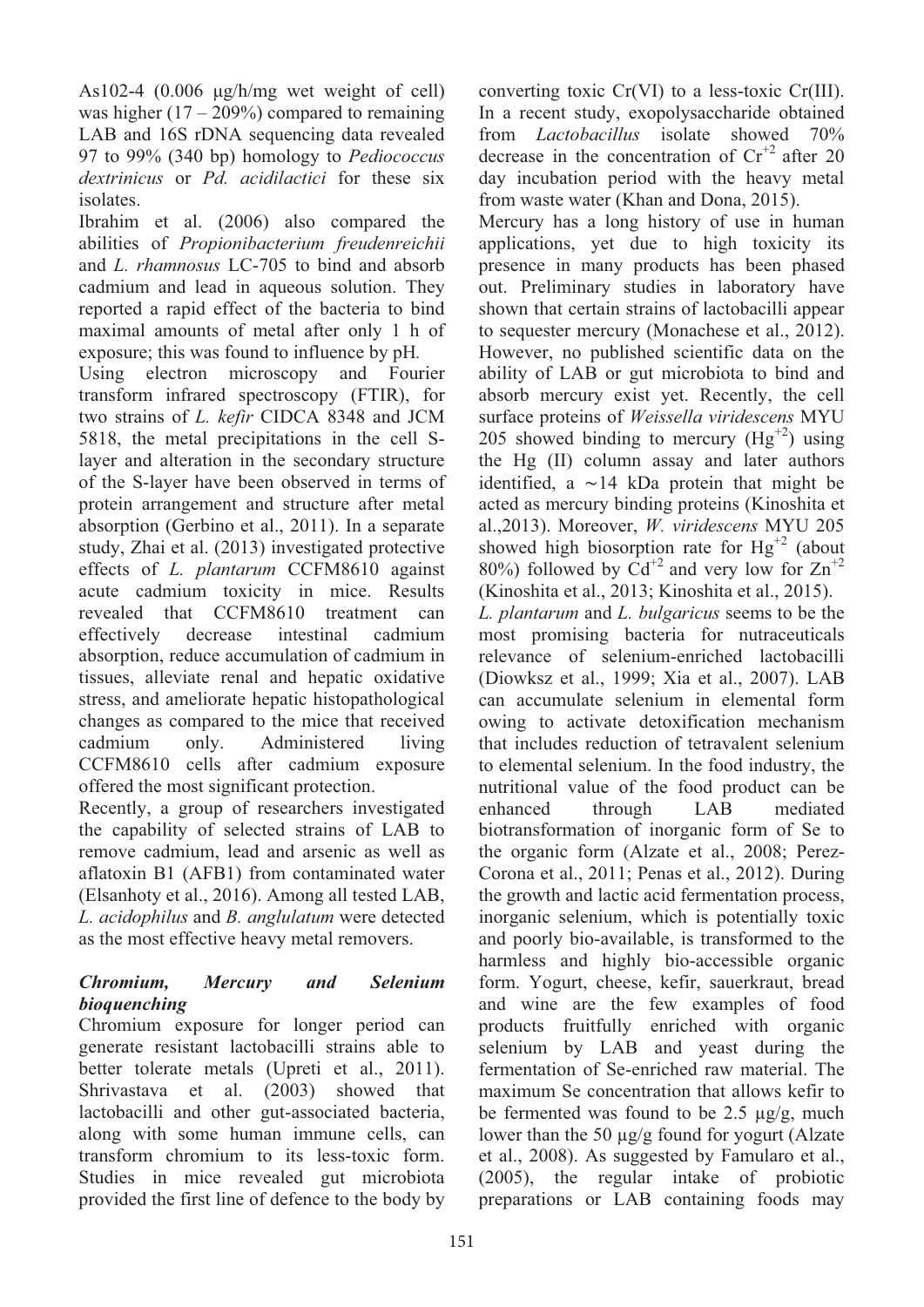As102-4 (0.006 μg/h/mg wet weight of cell) was higher (17 – 209%) compared to remaining LAB and 16S rDNA sequencing data revealed 97 to 99% (340 bp) homology to *Pediococcus dextrinicus* or *Pd. acidilactici* for these six isolates.

Ibrahim et al. (2006) also compared the abilities of *Propionibacterium freudenreichii* and *L. rhamnosus* LC-705 to bind and absorb cadmium and lead in aqueous solution. They reported a rapid effect of the bacteria to bind maximal amounts of metal after only 1 h of exposure; this was found to influence by pH.

Using electron microscopy and Fourier transform infrared spectroscopy (FTIR), for two strains of *L. kefir* CIDCA 8348 and JCM 5818, the metal precipitations in the cell S-layer and alteration in the secondary structure of the S-layer have been observed in terms of protein arrangement and structure after metal absorption (Gerbino et al., 2011). In a separate study, Zhai et al. (2013) investigated protective effects of *L. plantarum* CCFM8610 against acute cadmium toxicity in mice. Results revealed that CCFM8610 treatment can effectively decrease intestinal cadmium absorption, reduce accumulation of cadmium in tissues, alleviate renal and hepatic oxidative stress, and ameliorate hepatic histopathological changes as compared to the mice that received cadmium only. Administered living CCFM8610 cells after cadmium exposure offered the most significant protection.

Recently, a group of researchers investigated the capability of selected strains of LAB to remove cadmium, lead and arsenic as well as aflatoxin B1 (AFB1) from contaminated water (Elsanhoty et al., 2016). Among all tested LAB, *L. acidophilus* and *B. anglulatum* were detected as the most effective heavy metal removers.

### *Chromium, Mercury and Selenium bioquenching*

Chromium exposure for longer period can generate resistant lactobacilli strains able to better tolerate metals (Upreti et al., 2011). Shrivastava et al. (2003) showed that lactobacilli and other gut-associated bacteria, along with some human immune cells, can transform chromium to its less-toxic form. Studies in mice revealed gut microbiota provided the first line of defence to the body by converting toxic Cr(VI) to a less-toxic Cr(III). In a recent study, exopolysaccharide obtained from *Lactobacillus* isolate showed 70% decrease in the concentration of $Cr^{+2}$ after 20 day incubation period with the heavy metal from waste water (Khan and Dona, 2015).

Mercury has a long history of use in human applications, yet due to high toxicity its presence in many products has been phased out. Preliminary studies in laboratory have shown that certain strains of lactobacilli appear to sequester mercury (Monachese et al., 2012). However, no published scientific data on the ability of LAB or gut microbiota to bind and absorb mercury exist yet. Recently, the cell surface proteins of *Weissella viridescens* MYU 205 showed binding to mercury ($Hg^{+2}$) using the Hg (II) column assay and later authors identified, a ~14 kDa protein that might be acted as mercury binding proteins (Kinoshita et al.,2013). Moreover, *W. viridescens* MYU 205 showed high biosorption rate for $Hg^{+2}$ (about 80%) followed by $Cd^{+2}$ and very low for $Zn^{+2}$ (Kinoshita et al., 2013; Kinoshita et al., 2015).

*L. plantarum* and *L. bulgaricus* seems to be the most promising bacteria for nutraceuticals relevance of selenium-enriched lactobacilli (Diowksz et al., 1999; Xia et al., 2007). LAB can accumulate selenium in elemental form owing to activate detoxification mechanism that includes reduction of tetravalent selenium to elemental selenium. In the food industry, the nutritional value of the food product can be enhanced through LAB mediated biotransformation of inorganic form of Se to the organic form (Alzate et al., 2008; Perez-Corona et al., 2011; Penas et al., 2012). During the growth and lactic acid fermentation process, inorganic selenium, which is potentially toxic and poorly bio-available, is transformed to the harmless and highly bio-accessible organic form. Yogurt, cheese, kefir, sauerkraut, bread and wine are the few examples of food products fruitfully enriched with organic selenium by LAB and yeast during the fermentation of Se-enriched raw material. The maximum Se concentration that allows kefir to be fermented was found to be 2.5 μg/g, much lower than the 50 μg/g found for yogurt (Alzate et al., 2008). As suggested by Famularo et al., (2005), the regular intake of probiotic preparations or LAB containing foods may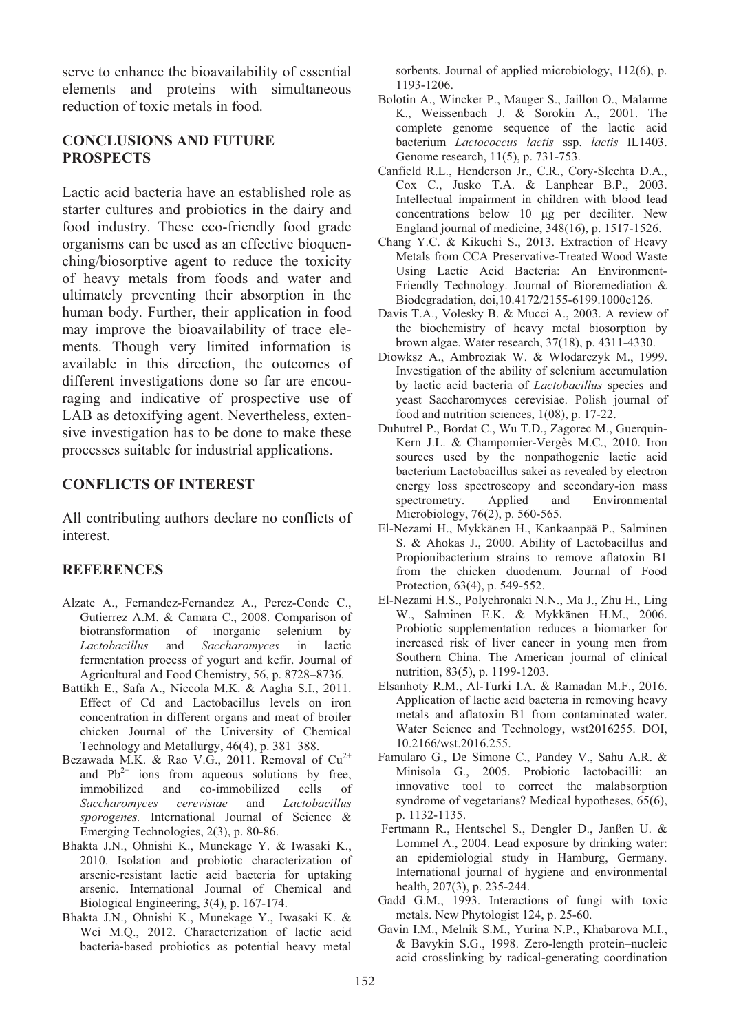serve to enhance the bioavailability of essential elements and proteins with simultaneous reduction of toxic metals in food.

## CONCLUSIONS AND FUTURE PROSPECTS

Lactic acid bacteria have an established role as starter cultures and probiotics in the dairy and food industry. These eco-friendly food grade organisms can be used as an effective bioquenching/biosorptive agent to reduce the toxicity of heavy metals from foods and water and ultimately preventing their absorption in the human body. Further, their application in food may improve the bioavailability of trace elements. Though very limited information is available in this direction, the outcomes of different investigations done so far are encouraging and indicative of prospective use of LAB as detoxifying agent. Nevertheless, extensive investigation has to be done to make these processes suitable for industrial applications.

## CONFLICTS OF INTEREST

All contributing authors declare no conflicts of interest.

## REFERENCES

Alzate A., Fernandez-Fernandez A., Perez-Conde C., Gutierrez A.M. & Camara C., 2008. Comparison of biotransformation of inorganic selenium by *Lactobacillus* and *Saccharomyces* in lactic fermentation process of yogurt and kefir. Journal of Agricultural and Food Chemistry, 56, p. 8728–8736.

Battikh E., Safa A., Niccola M.K. & Aagha S.I., 2011. Effect of Cd and Lactobacillus levels on iron concentration in different organs and meat of broiler chicken Journal of the University of Chemical Technology and Metallurgy, 46(4), p. 381–388.

Bezawada M.K. & Rao V.G., 2011. Removal of $Cu^{2+}$ and $Pb^{2+}$ ions from aqueous solutions by free, immobilized and co-immobilized cells of *Saccharomyces cerevisiae* and *Lactobacillus sporogenes.* International Journal of Science & Emerging Technologies, 2(3), p. 80-86.

Bhakta J.N., Ohnishi K., Munekage Y. & Iwasaki K., 2010. Isolation and probiotic characterization of arsenic-resistant lactic acid bacteria for uptaking arsenic. International Journal of Chemical and Biological Engineering, 3(4), p. 167-174.

Bhakta J.N., Ohnishi K., Munekage Y., Iwasaki K. & Wei M.Q., 2012. Characterization of lactic acid bacteria-based probiotics as potential heavy metal sorbents. Journal of applied microbiology, 112(6), p. 1193-1206.

Bolotin A., Wincker P., Mauger S., Jaillon O., Malarme K., Weissenbach J. & Sorokin A., 2001. The complete genome sequence of the lactic acid bacterium *Lactococcus lactis* ssp. *lactis* IL1403. Genome research, 11(5), p. 731-753.

Canfield R.L., Henderson Jr., C.R., Cory-Slechta D.A., Cox C., Jusko T.A. & Lanphear B.P., 2003. Intellectual impairment in children with blood lead concentrations below 10 µg per deciliter. New England journal of medicine, 348(16), p. 1517-1526.

Chang Y.C. & Kikuchi S., 2013. Extraction of Heavy Metals from CCA Preservative-Treated Wood Waste Using Lactic Acid Bacteria: An Environment-Friendly Technology. Journal of Bioremediation & Biodegradation, doi,10.4172/2155-6199.1000e126.

Davis T.A., Volesky B. & Mucci A., 2003. A review of the biochemistry of heavy metal biosorption by brown algae. Water research, 37(18), p. 4311-4330.

Diowksz A., Ambroziak W. & Wlodarczyk M., 1999. Investigation of the ability of selenium accumulation by lactic acid bacteria of *Lactobacillus* species and yeast Saccharomyces cerevisiae. Polish journal of food and nutrition sciences, 1(08), p. 17-22.

Duhutrel P., Bordat C., Wu T.D., Zagorec M., Guerquin-Kern J.L. & Champomier-Vergès M.C., 2010. Iron sources used by the nonpathogenic lactic acid bacterium Lactobacillus sakei as revealed by electron energy loss spectroscopy and secondary-ion mass spectrometry. Applied and Environmental Microbiology, 76(2), p. 560-565.

El-Nezami H., Mykkänen H., Kankaanpää P., Salminen S. & Ahokas J., 2000. Ability of Lactobacillus and Propionibacterium strains to remove aflatoxin B1 from the chicken duodenum. Journal of Food Protection, 63(4), p. 549-552.

El-Nezami H.S., Polychronaki N.N., Ma J., Zhu H., Ling W., Salminen E.K. & Mykkänen H.M., 2006. Probiotic supplementation reduces a biomarker for increased risk of liver cancer in young men from Southern China. The American journal of clinical nutrition, 83(5), p. 1199-1203.

Elsanhoty R.M., Al-Turki I.A. & Ramadan M.F., 2016. Application of lactic acid bacteria in removing heavy metals and aflatoxin B1 from contaminated water. Water Science and Technology, wst2016255. DOI, 10.2166/wst.2016.255.

Famularo G., De Simone C., Pandey V., Sahu A.R. & Minisola G., 2005. Probiotic lactobacilli: an innovative tool to correct the malabsorption syndrome of vegetarians? Medical hypotheses, 65(6), p. 1132-1135.

Fertmann R., Hentschel S., Dengler D., Janßen U. & Lommel A., 2004. Lead exposure by drinking water: an epidemiologial study in Hamburg, Germany. International journal of hygiene and environmental health, 207(3), p. 235-244.

Gadd G.M., 1993. Interactions of fungi with toxic metals. New Phytologist 124, p. 25-60.

Gavin I.M., Melnik S.M., Yurina N.P., Khabarova M.I., & Bavykin S.G., 1998. Zero-length protein–nucleic acid crosslinking by radical-generating coordination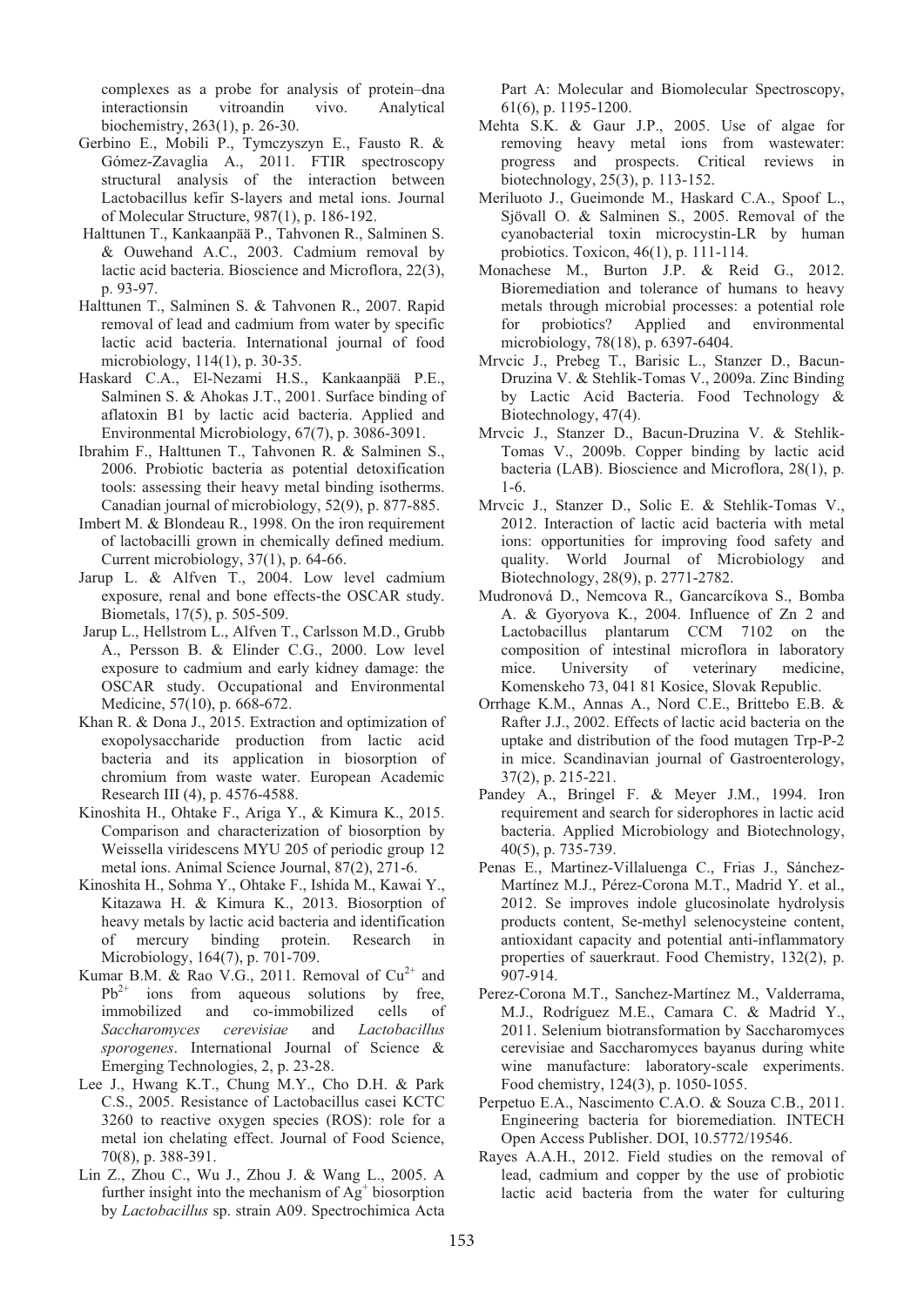complexes as a probe for analysis of protein–dna interactionsin vitroandin vivo. Analytical biochemistry, 263(1), p. 26-30.

Gerbino E., Mobili P., Tymczyszyn E., Fausto R. & Gómez-Zavaglia A., 2011. FTIR spectroscopy structural analysis of the interaction between Lactobacillus kefir S-layers and metal ions. Journal of Molecular Structure, 987(1), p. 186-192.

Halttunen T., Kankaanpää P., Tahvonen R., Salminen S. & Ouwehand A.C., 2003. Cadmium removal by lactic acid bacteria. Bioscience and Microflora, 22(3), p. 93-97.

Halttunen T., Salminen S. & Tahvonen R., 2007. Rapid removal of lead and cadmium from water by specific lactic acid bacteria. International journal of food microbiology, 114(1), p. 30-35.

Haskard C.A., El-Nezami H.S., Kankaanpää P.E., Salminen S. & Ahokas J.T., 2001. Surface binding of aflatoxin B1 by lactic acid bacteria. Applied and Environmental Microbiology, 67(7), p. 3086-3091.

Ibrahim F., Halttunen T., Tahvonen R. & Salminen S., 2006. Probiotic bacteria as potential detoxification tools: assessing their heavy metal binding isotherms. Canadian journal of microbiology, 52(9), p. 877-885.

Imbert M. & Blondeau R., 1998. On the iron requirement of lactobacilli grown in chemically defined medium. Current microbiology, 37(1), p. 64-66.

Jarup L. & Alfven T., 2004. Low level cadmium exposure, renal and bone effects-the OSCAR study. Biometals, 17(5), p. 505-509.

Jarup L., Hellstrom L., Alfven T., Carlsson M.D., Grubb A., Persson B. & Elinder C.G., 2000. Low level exposure to cadmium and early kidney damage: the OSCAR study. Occupational and Environmental Medicine, 57(10), p. 668-672.

Khan R. & Dona J., 2015. Extraction and optimization of exopolysaccharide production from lactic acid bacteria and its application in biosorption of chromium from waste water. European Academic Research III (4), p. 4576-4588.

Kinoshita H., Ohtake F., Ariga Y., & Kimura K., 2015. Comparison and characterization of biosorption by Weissella viridescens MYU 205 of periodic group 12 metal ions. Animal Science Journal, 87(2), 271-6.

Kinoshita H., Sohma Y., Ohtake F., Ishida M., Kawai Y., Kitazawa H. & Kimura K., 2013. Biosorption of heavy metals by lactic acid bacteria and identification of mercury binding protein. Research in Microbiology, 164(7), p. 701-709.

Kumar B.M. & Rao V.G., 2011. Removal of $Cu^{2+}$ and $Pb^{2+}$ ions from aqueous solutions by free, immobilized and co-immobilized cells of *Saccharomyces cerevisiae* and *Lactobacillus sporogenes*. International Journal of Science & Emerging Technologies, 2, p. 23-28.

Lee J., Hwang K.T., Chung M.Y., Cho D.H. & Park C.S., 2005. Resistance of Lactobacillus casei KCTC 3260 to reactive oxygen species (ROS): role for a metal ion chelating effect. Journal of Food Science, 70(8), p. 388-391.

Lin Z., Zhou C., Wu J., Zhou J. & Wang L., 2005. A further insight into the mechanism of $Ag^{+}$ biosorption by *Lactobacillus* sp. strain A09. Spectrochimica Acta Part A: Molecular and Biomolecular Spectroscopy, 61(6), p. 1195-1200.

Mehta S.K. & Gaur J.P., 2005. Use of algae for removing heavy metal ions from wastewater: progress and prospects. Critical reviews in biotechnology, 25(3), p. 113-152.

Meriluoto J., Gueimonde M., Haskard C.A., Spoof L., Sjövall O. & Salminen S., 2005. Removal of the cyanobacterial toxin microcystin-LR by human probiotics. Toxicon, 46(1), p. 111-114.

Monachese M., Burton J.P. & Reid G., 2012. Bioremediation and tolerance of humans to heavy metals through microbial processes: a potential role for probiotics? Applied and environmental microbiology, 78(18), p. 6397-6404.

Mrvcic J., Prebeg T., Barisic L., Stanzer D., Bacun-Druzina V. & Stehlik-Tomas V., 2009a. Zinc Binding by Lactic Acid Bacteria. Food Technology & Biotechnology, 47(4).

Mrvcic J., Stanzer D., Bacun-Druzina V. & Stehlik-Tomas V., 2009b. Copper binding by lactic acid bacteria (LAB). Bioscience and Microflora, 28(1), p. 1-6.

Mrvcic J., Stanzer D., Solic E. & Stehlik-Tomas V., 2012. Interaction of lactic acid bacteria with metal ions: opportunities for improving food safety and quality. World Journal of Microbiology and Biotechnology, 28(9), p. 2771-2782.

Mudronová D., Nemcova R., Gancarcíkova S., Bomba A. & Gyoryova K., 2004. Influence of Zn 2 and Lactobacillus plantarum CCM 7102 on the composition of intestinal microflora in laboratory mice. University of veterinary medicine, Komenskeho 73, 041 81 Kosice, Slovak Republic.

Orrhage K.M., Annas A., Nord C.E., Brittebo E.B. & Rafter J.J., 2002. Effects of lactic acid bacteria on the uptake and distribution of the food mutagen Trp-P-2 in mice. Scandinavian journal of Gastroenterology, 37(2), p. 215-221.

Pandey A., Bringel F. & Meyer J.M., 1994. Iron requirement and search for siderophores in lactic acid bacteria. Applied Microbiology and Biotechnology, 40(5), p. 735-739.

Penas E., Martinez-Villaluenga C., Frias J., Sánchez-Martínez M.J., Pérez-Corona M.T., Madrid Y. et al., 2012. Se improves indole glucosinolate hydrolysis products content, Se-methyl selenocysteine content, antioxidant capacity and potential anti-inflammatory properties of sauerkraut. Food Chemistry, 132(2), p. 907-914.

Perez-Corona M.T., Sanchez-Martínez M., Valderrama, M.J., Rodríguez M.E., Camara C. & Madrid Y., 2011. Selenium biotransformation by Saccharomyces cerevisiae and Saccharomyces bayanus during white wine manufacture: laboratory-scale experiments. Food chemistry, 124(3), p. 1050-1055.

Perpetuo E.A., Nascimento C.A.O. & Souza C.B., 2011. Engineering bacteria for bioremediation. INTECH Open Access Publisher. DOI, 10.5772/19546.

Rayes A.A.H., 2012. Field studies on the removal of lead, cadmium and copper by the use of probiotic lactic acid bacteria from the water for culturing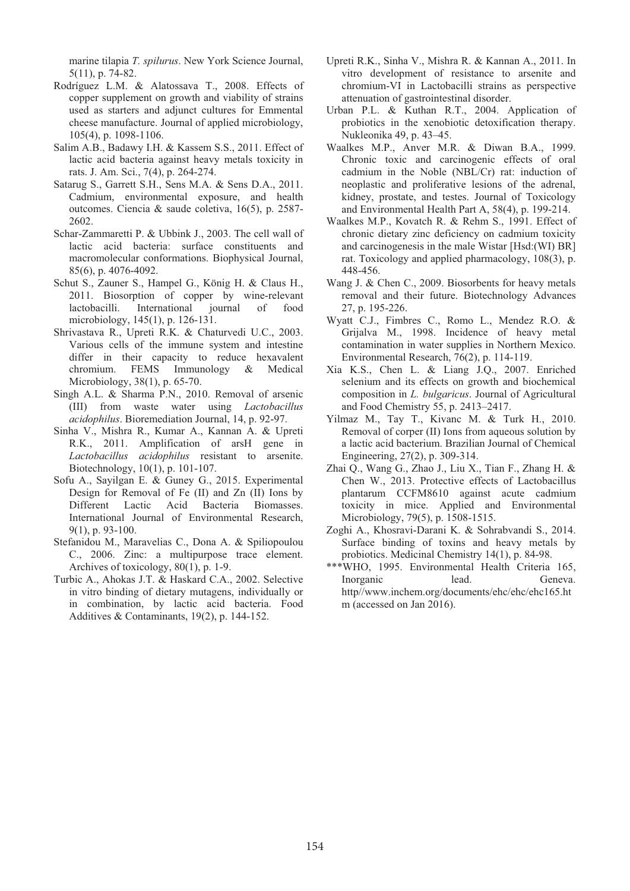marine tilapia *T. spilurus*. New York Science Journal, 5(11), p. 74-82.

Rodríguez L.M. & Alatossava T., 2008. Effects of copper supplement on growth and viability of strains used as starters and adjunct cultures for Emmental cheese manufacture. Journal of applied microbiology, 105(4), p. 1098-1106.

Salim A.B., Badawy I.H. & Kassem S.S., 2011. Effect of lactic acid bacteria against heavy metals toxicity in rats. J. Am. Sci., 7(4), p. 264-274.

Satarug S., Garrett S.H., Sens M.A. & Sens D.A., 2011. Cadmium, environmental exposure, and health outcomes. Ciencia & saude coletiva, 16(5), p. 2587-2602.

Schar-Zammaretti P. & Ubbink J., 2003. The cell wall of lactic acid bacteria: surface constituents and macromolecular conformations. Biophysical Journal, 85(6), p. 4076-4092.

Schut S., Zauner S., Hampel G., König H. & Claus H., 2011. Biosorption of copper by wine-relevant lactobacilli. International journal of food microbiology, 145(1), p. 126-131.

Shrivastava R., Upreti R.K. & Chaturvedi U.C., 2003. Various cells of the immune system and intestine differ in their capacity to reduce hexavalent chromium. FEMS Immunology & Medical Microbiology, 38(1), p. 65-70.

Singh A.L. & Sharma P.N., 2010. Removal of arsenic (III) from waste water using *Lactobacillus acidophilus*. Bioremediation Journal, 14, p. 92-97.

Sinha V., Mishra R., Kumar A., Kannan A. & Upreti R.K., 2011. Amplification of arsH gene in *Lactobacillus acidophilus* resistant to arsenite. Biotechnology, 10(1), p. 101-107.

Sofu A., Sayilgan E. & Guney G., 2015. Experimental Design for Removal of Fe (II) and Zn (II) Ions by Different Lactic Acid Bacteria Biomasses. International Journal of Environmental Research, 9(1), p. 93-100.

Stefanidou M., Maravelias C., Dona A. & Spiliopoulou C., 2006. Zinc: a multipurpose trace element. Archives of toxicology, 80(1), p. 1-9.

Turbic A., Ahokas J.T. & Haskard C.A., 2002. Selective in vitro binding of dietary mutagens, individually or in combination, by lactic acid bacteria. Food Additives & Contaminants, 19(2), p. 144-152.

Upreti R.K., Sinha V., Mishra R. & Kannan A., 2011. In vitro development of resistance to arsenite and chromium-VI in Lactobacilli strains as perspective attenuation of gastrointestinal disorder.

Urban P.L. & Kuthan R.T., 2004. Application of probiotics in the xenobiotic detoxification therapy. Nukleonika 49, p. 43–45.

Waalkes M.P., Anver M.R. & Diwan B.A., 1999. Chronic toxic and carcinogenic effects of oral cadmium in the Noble (NBL/Cr) rat: induction of neoplastic and proliferative lesions of the adrenal, kidney, prostate, and testes. Journal of Toxicology and Environmental Health Part A, 58(4), p. 199-214.

Waalkes M.P., Kovatch R. & Rehm S., 1991. Effect of chronic dietary zinc deficiency on cadmium toxicity and carcinogenesis in the male Wistar [Hsd:(WI) BR] rat. Toxicology and applied pharmacology, 108(3), p. 448-456.

Wang J. & Chen C., 2009. Biosorbents for heavy metals removal and their future. Biotechnology Advances 27, p. 195-226.

Wyatt C.J., Fimbres C., Romo L., Mendez R.O. & Grijalva M., 1998. Incidence of heavy metal contamination in water supplies in Northern Mexico. Environmental Research, 76(2), p. 114-119.

Xia K.S., Chen L. & Liang J.Q., 2007. Enriched selenium and its effects on growth and biochemical composition in *L. bulgaricus*. Journal of Agricultural and Food Chemistry 55, p. 2413–2417.

Yilmaz M., Tay T., Kivanc M. & Turk H., 2010. Removal of corper (II) Ions from aqueous solution by a lactic acid bacterium. Brazilian Journal of Chemical Engineering, 27(2), p. 309-314.

Zhai Q., Wang G., Zhao J., Liu X., Tian F., Zhang H. & Chen W., 2013. Protective effects of Lactobacillus plantarum CCFM8610 against acute cadmium toxicity in mice. Applied and Environmental Microbiology, 79(5), p. 1508-1515.

Zoghi A., Khosravi-Darani K. & Sohrabvandi S., 2014. Surface binding of toxins and heavy metals by probiotics. Medicinal Chemistry 14(1), p. 84-98.

***WHO, 1995. Environmental Health Criteria 165, Inorganic lead. Geneva. http//www.inchem.org/documents/ehc/ehc/ehc165.htm (accessed on Jan 2016).